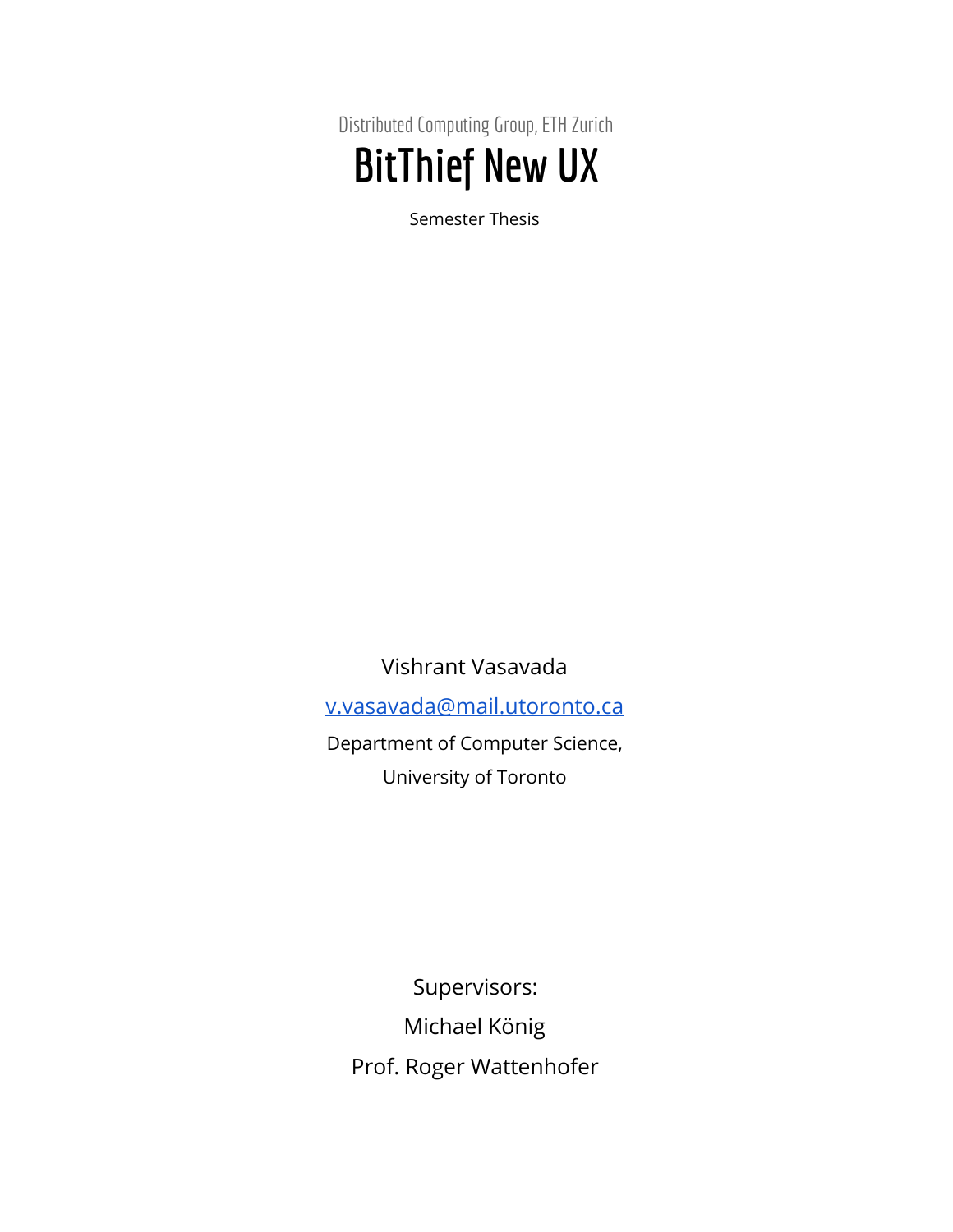Distributed Computing Group, ETH Zurich

# BitThief New UX

Semester Thesis

Vishrant Vasavada

[v.vasavada@mail.utoronto.ca](mailto:v.vasavada@mail.utoronto.ca)

Department of Computer Science,

University of Toronto

Supervisors:

Michael König

Prof. Roger Wattenhofer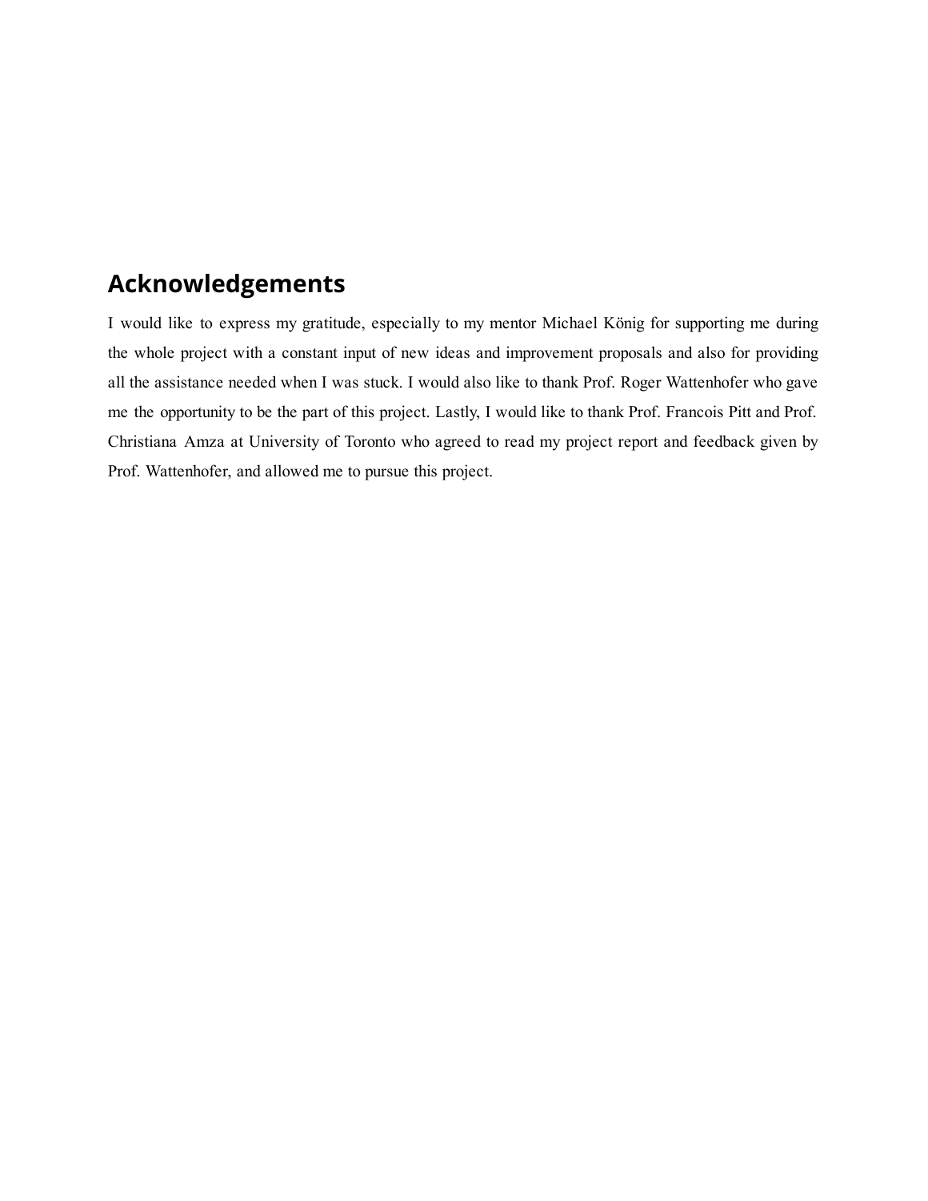## Acknowledgements

I would like to express my gratitude, especially to my mentor Michael König for supporting me during the whole project with a constant input of new ideas and improvement proposals and also for providing all the assistance needed when I was stuck. I would also like to thank Prof. Roger Wattenhofer who gave me the opportunity to be the part of this project. Lastly, I would like to thank Prof. Francois Pitt and Prof. Christiana Amza at University of Toronto who agreed to read my project report and feedback given by Prof. Wattenhofer, and allowed me to pursue this project.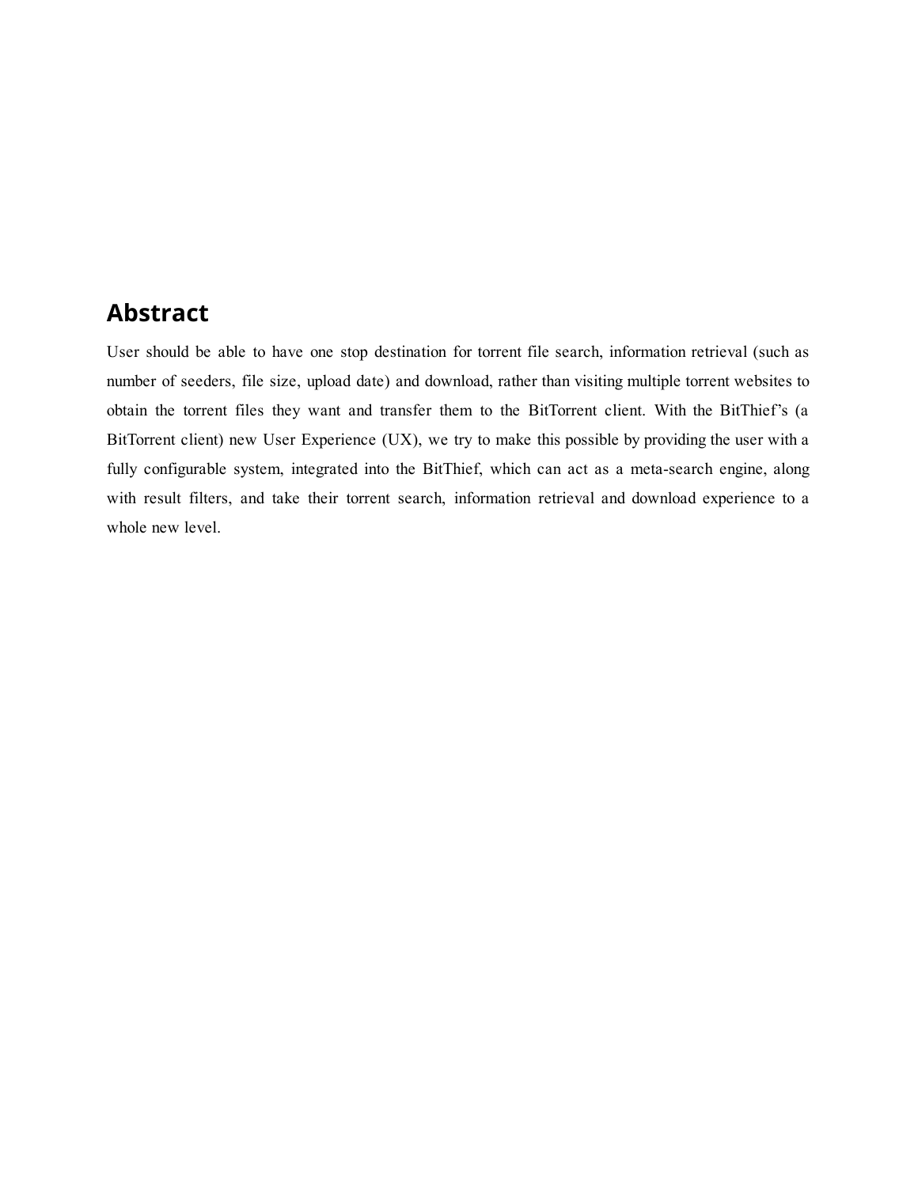## Abstract

User should be able to have one stop destination for torrent file search, information retrieval (such as number of seeders, file size, upload date) and download, rather than visiting multiple torrent websites to obtain the torrent files they want and transfer them to the BitTorrent client. With the BitThief's (a BitTorrent client) new User Experience (UX), we try to make this possible by providing the user with a fully configurable system, integrated into the BitThief, which can act as a meta-search engine, along with result filters, and take their torrent search, information retrieval and download experience to a whole new level.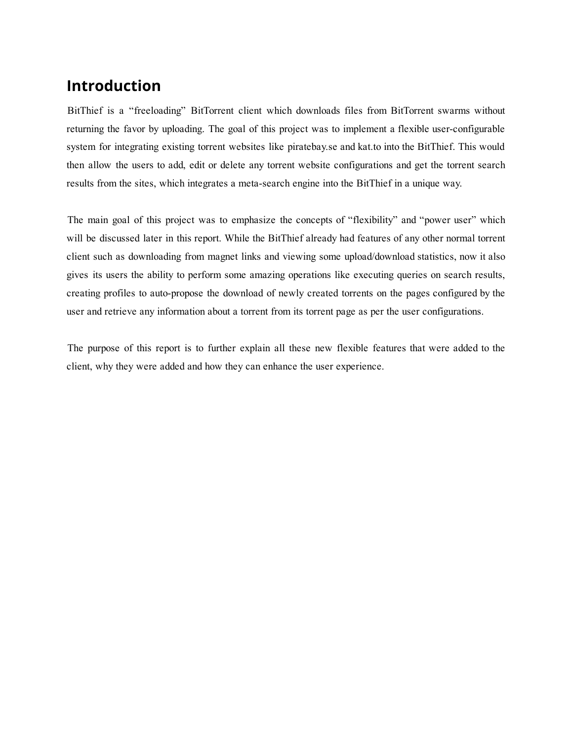# Introduction

BitThief is a “freeloading” BitTorrent client which downloads files from BitTorrent swarms without returning the favor by uploading. The goal of this project was to implement a flexible user-configurable system for integrating existing torrent websites like piratebay.se and kat.to into the BitThief. This would then allow the users to add, edit or delete any torrent website configurations and get the torrent search results from the sites, which integrates a meta-search engine into the BitThief in a unique way.

The main goal of this project was to emphasize the concepts of “flexibility” and “power user” which will be discussed later in this report. While the BitThief already had features of any other normal torrent client such as downloading from magnet links and viewing some upload/download statistics, now it also gives its users the ability to perform some amazing operations like executing queries on search results, creating profiles to auto-propose the download of newly created torrents on the pages configured by the user and retrieve any information about a torrent from its torrent page as per the user configurations.

The purpose of this report is to further explain all these new flexible features that were added to the client, why they were added and how they can enhance the user experience.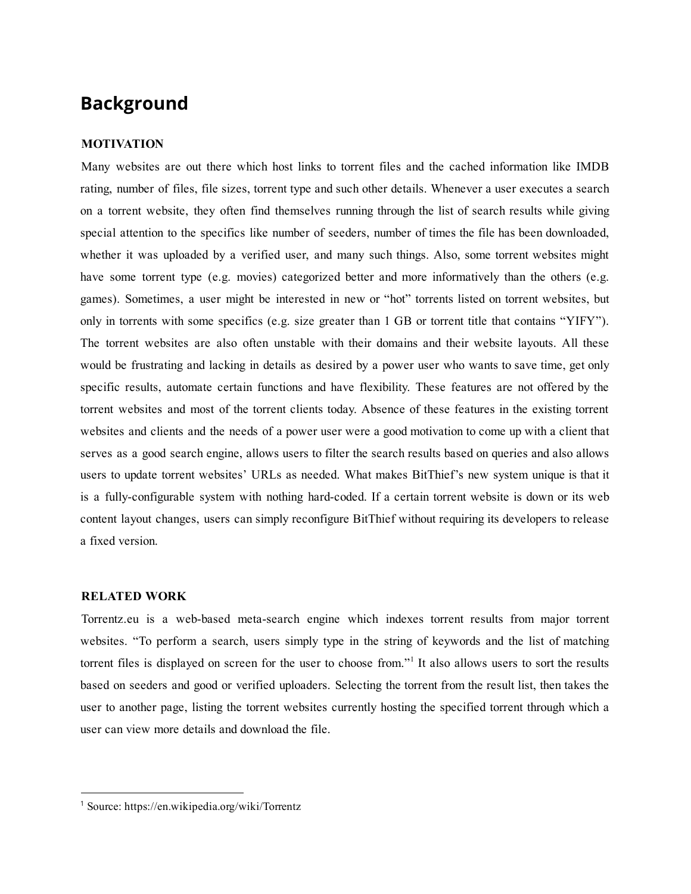# Background

### MOTIVATION

Many websites are out there which host links to torrent files and the cached information like IMDB rating, number of files, file sizes, torrent type and such other details. Whenever a user executes a search on a torrent website, they often find themselves running through the list of search results while giving special attention to the specifics like number of seeders, number of times the file has been downloaded, whether it was uploaded by a verified user, and many such things. Also, some torrent websites might have some torrent type (e.g. movies) categorized better and more informatively than the others (e.g. games). Sometimes, a user might be interested in new or "hot" torrents listed on torrent websites, but only in torrents with some specifics (e.g. size greater than 1 GB or torrent title that contains "YIFY"). The torrent websites are also often unstable with their domains and their website layouts. All these would be frustrating and lacking in details as desired by a power user who wants to save time, get only specific results, automate certain functions and have flexibility. These features are not offered by the torrent websites and most of the torrent clients today. Absence of these features in the existing torrent websites and clients and the needs of a power user were a good motivation to come up with a client that serves as a good search engine, allows users to filter the search results based on queries and also allows users to update torrent websites' URLs as needed. What makes BitThief's new system unique is that it is a fully-configurable system with nothing hard-coded. If a certain torrent website is down or its web content layout changes, users can simply reconfigure BitThief without requiring its developers to release a fixed version.

### RELATED WORK

Torrentz.eu is a web-based meta-search engine which indexes torrent results from major torrent websites. "To perform a search, users simply type in the string of keywords and the list of matching torrent files is displayed on screen for the user to choose from."[1] It also allows users to sort the results based on seeders and good or verified uploaders. Selecting the torrent from the result list, then takes the user to another page, listing the torrent websites currently hosting the specified torrent through which a user can view more details and download the file.

---

[1] Source: https://en.wikipedia.org/wiki/Torrentz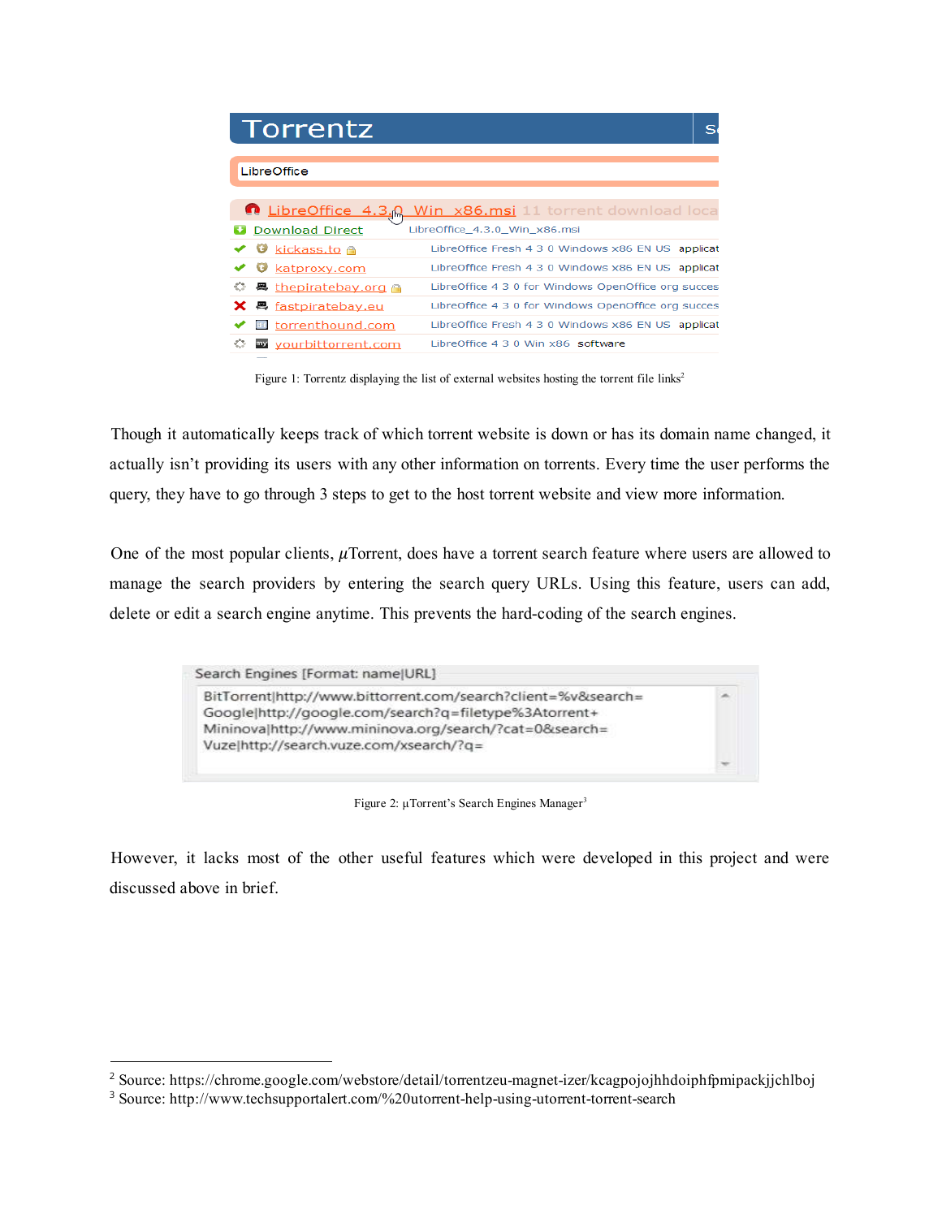Figure 1: Torrentz displaying the list of external websites hosting the torrent file links[2]

Though it automatically keeps track of which torrent website is down or has its domain name changed, it actually isn't providing its users with any other information on torrents. Every time the user performs the query, they have to go through 3 steps to get to the host torrent website and view more information.

One of the most popular clients, $\mu$Torrent, does have a torrent search feature where users are allowed to manage the search providers by entering the search query URLs. Using this feature, users can add, delete or edit a search engine anytime. This prevents the hard-coding of the search engines.

Figure 2: µTorrent's Search Engines Manager[3]

However, it lacks most of the other useful features which were developed in this project and were discussed above in brief.

---

[2] Source: https://chrome.google.com/webstore/detail/torrentzeu-magnet-izer/kcagpojojhhdoiphfpmipackjjchlboj

[3] Source: http://www.techsupportalert.com/%20utorrent-help-using-utorrent-torrent-search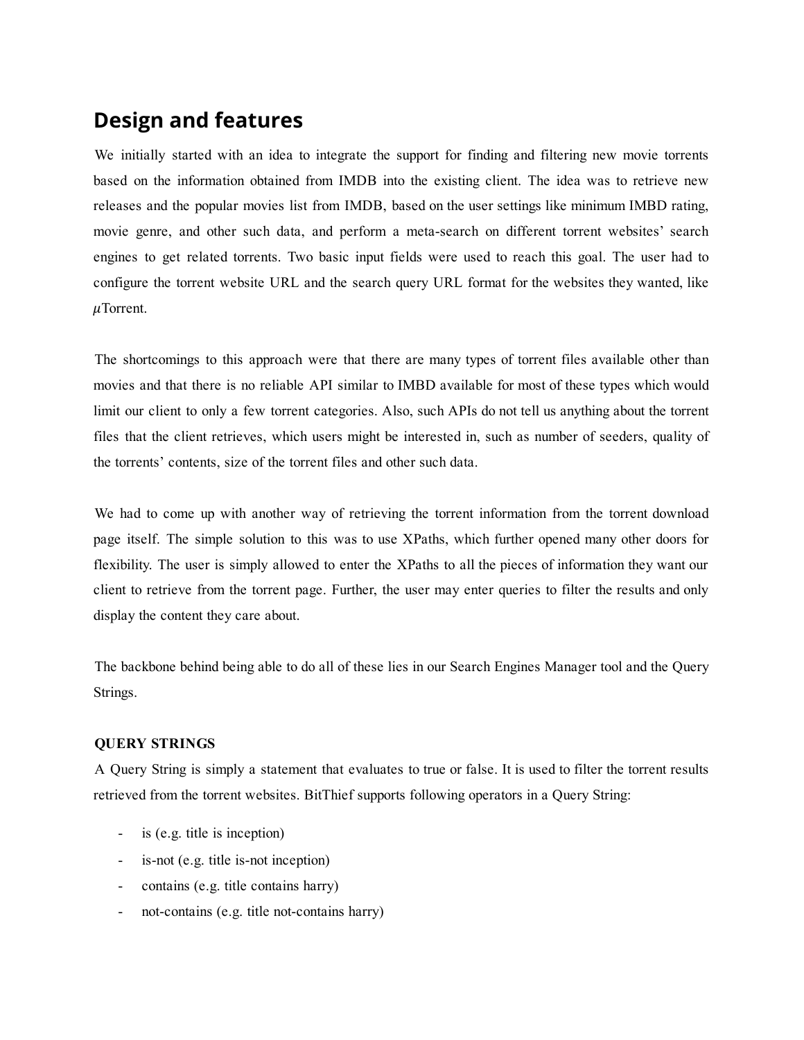## Design and features

We initially started with an idea to integrate the support for finding and filtering new movie torrents based on the information obtained from IMDB into the existing client. The idea was to retrieve new releases and the popular movies list from IMDB, based on the user settings like minimum IMBD rating, movie genre, and other such data, and perform a meta-search on different torrent websites' search engines to get related torrents. Two basic input fields were used to reach this goal. The user had to configure the torrent website URL and the search query URL format for the websites they wanted, like $\mu$Torrent.

The shortcomings to this approach were that there are many types of torrent files available other than movies and that there is no reliable API similar to IMBD available for most of these types which would limit our client to only a few torrent categories. Also, such APIs do not tell us anything about the torrent files that the client retrieves, which users might be interested in, such as number of seeders, quality of the torrents' contents, size of the torrent files and other such data.

We had to come up with another way of retrieving the torrent information from the torrent download page itself. The simple solution to this was to use XPaths, which further opened many other doors for flexibility. The user is simply allowed to enter the XPaths to all the pieces of information they want our client to retrieve from the torrent page. Further, the user may enter queries to filter the results and only display the content they care about.

The backbone behind being able to do all of these lies in our Search Engines Manager tool and the Query Strings.

**QUERY STRINGS**

A Query String is simply a statement that evaluates to true or false. It is used to filter the torrent results retrieved from the torrent websites. BitThief supports following operators in a Query String:

- is (e.g. title is inception)
- is-not (e.g. title is-not inception)
- contains (e.g. title contains harry)
- not-contains (e.g. title not-contains harry)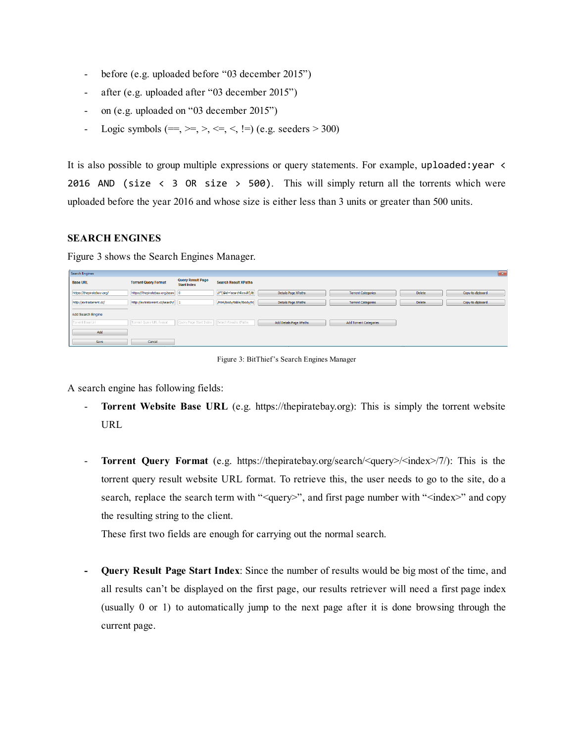- before (e.g. uploaded before “03 december 2015”)
- after (e.g. uploaded after “03 december 2015”)
- on (e.g. uploaded on “03 december 2015”)
- Logic symbols (==, >=, >, <=, <, !=) (e.g. seeders > 300)

It is also possible to group multiple expressions or query statements. For example, `uploaded:year < 2016 AND (size < 3 OR size > 500)`. This will simply return all the torrents which were uploaded before the year 2016 and whose size is either less than 3 units or greater than 500 units.

### SEARCH ENGINES

Figure 3 shows the Search Engines Manager.

Figure 3: BitThief's Search Engines Manager

A search engine has following fields:

- **Torrent Website Base URL** (e.g. https://thepiratebay.org): This is simply the torrent website URL

- **Torrent Query Format** (e.g. https://thepiratebay.org/search/<query>/<index>/7/): This is the torrent query result website URL format. To retrieve this, the user needs to go to the site, do a search, replace the search term with “<query>”, and first page number with “<index>” and copy the resulting string to the client.

  These first two fields are enough for carrying out the normal search.

- **Query Result Page Start Index**: Since the number of results would be big most of the time, and all results can't be displayed on the first page, our results retriever will need a first page index (usually 0 or 1) to automatically jump to the next page after it is done browsing through the current page.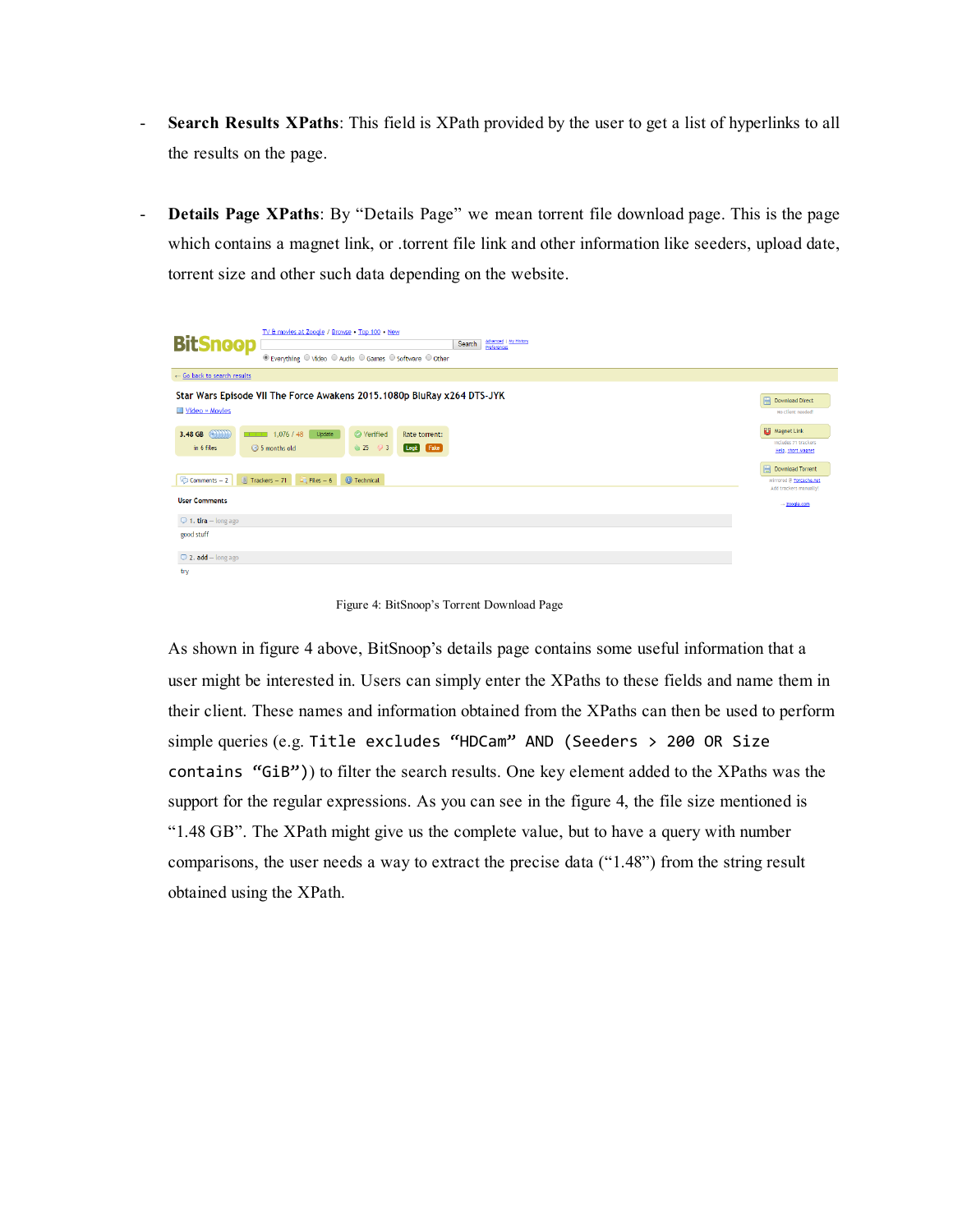- **Search Results XPaths**: This field is XPath provided by the user to get a list of hyperlinks to all the results on the page.

- **Details Page XPaths**: By "Details Page" we mean torrent file download page. This is the page which contains a magnet link, or .torrent file link and other information like seeders, upload date, torrent size and other such data depending on the website.

Figure 4: BitSnoop's Torrent Download Page

As shown in figure 4 above, BitSnoop's details page contains some useful information that a user might be interested in. Users can simply enter the XPaths to these fields and name them in their client. These names and information obtained from the XPaths can then be used to perform simple queries (e.g. `Title excludes "HDCam" AND (Seeders > 200 OR Size contains "GiB")`) to filter the search results. One key element added to the XPaths was the support for the regular expressions. As you can see in the figure 4, the file size mentioned is "1.48 GB". The XPath might give us the complete value, but to have a query with number comparisons, the user needs a way to extract the precise data ("1.48") from the string result obtained using the XPath.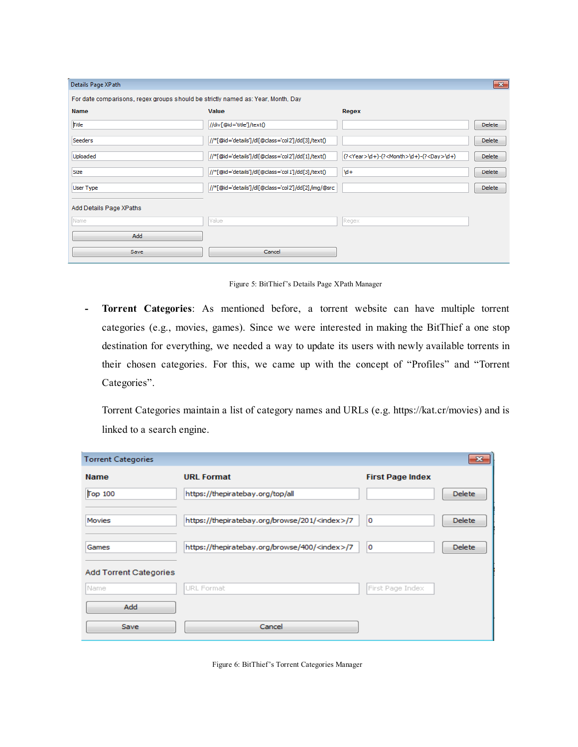Figure 5: BitThief's Details Page XPath Manager

- **Torrent Categories**: As mentioned before, a torrent website can have multiple torrent categories (e.g., movies, games). Since we were interested in making the BitThief a one stop destination for everything, we needed a way to update its users with newly available torrents in their chosen categories. For this, we came up with the concept of "Profiles" and "Torrent Categories".

  Torrent Categories maintain a list of category names and URLs (e.g. https://kat.cr/movies) and is linked to a search engine.

Figure 6: BitThief's Torrent Categories Manager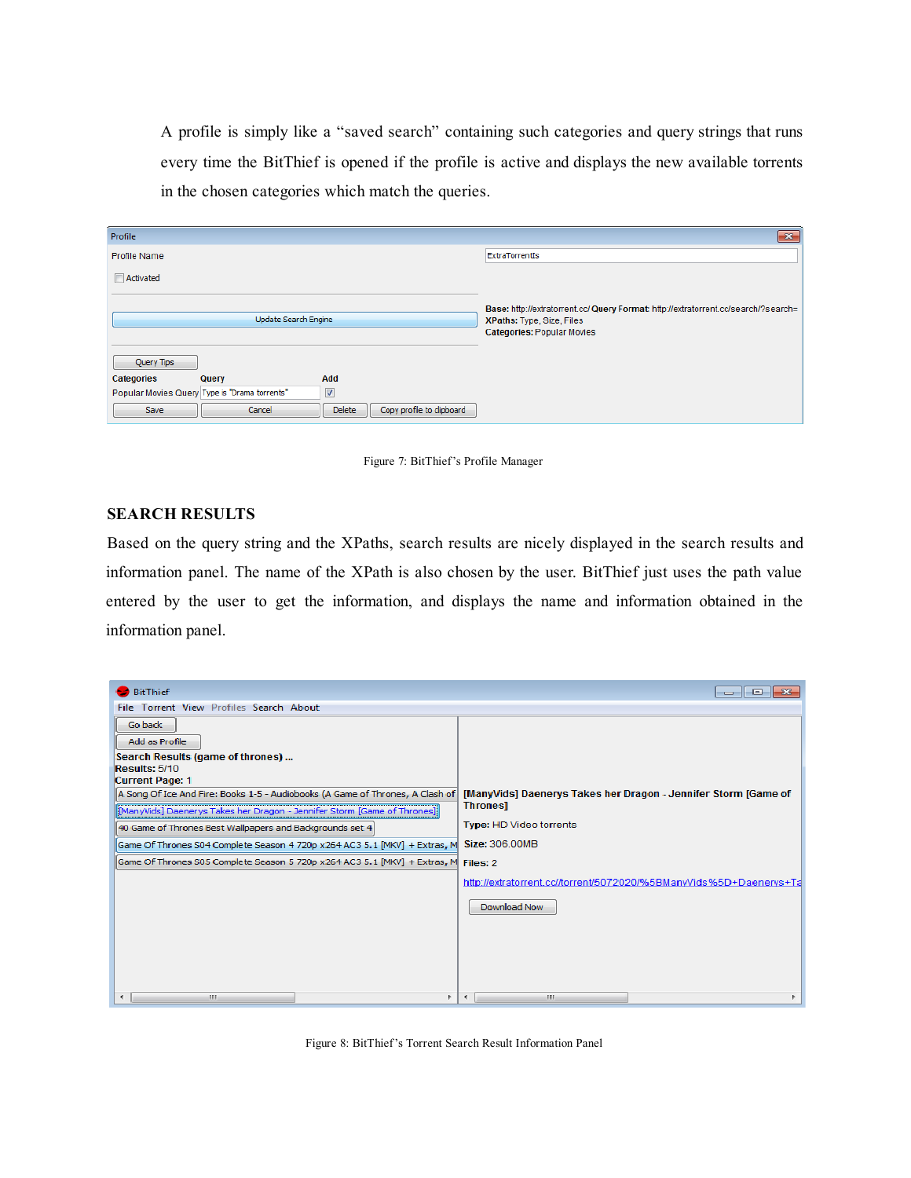A profile is simply like a "saved search" containing such categories and query strings that runs every time the BitThief is opened if the profile is active and displays the new available torrents in the chosen categories which match the queries.

Figure 7: BitThief's Profile Manager

## SEARCH RESULTS

Based on the query string and the XPaths, search results are nicely displayed in the search results and information panel. The name of the XPath is also chosen by the user. BitThief just uses the path value entered by the user to get the information, and displays the name and information obtained in the information panel.

Figure 8: BitThief's Torrent Search Result Information Panel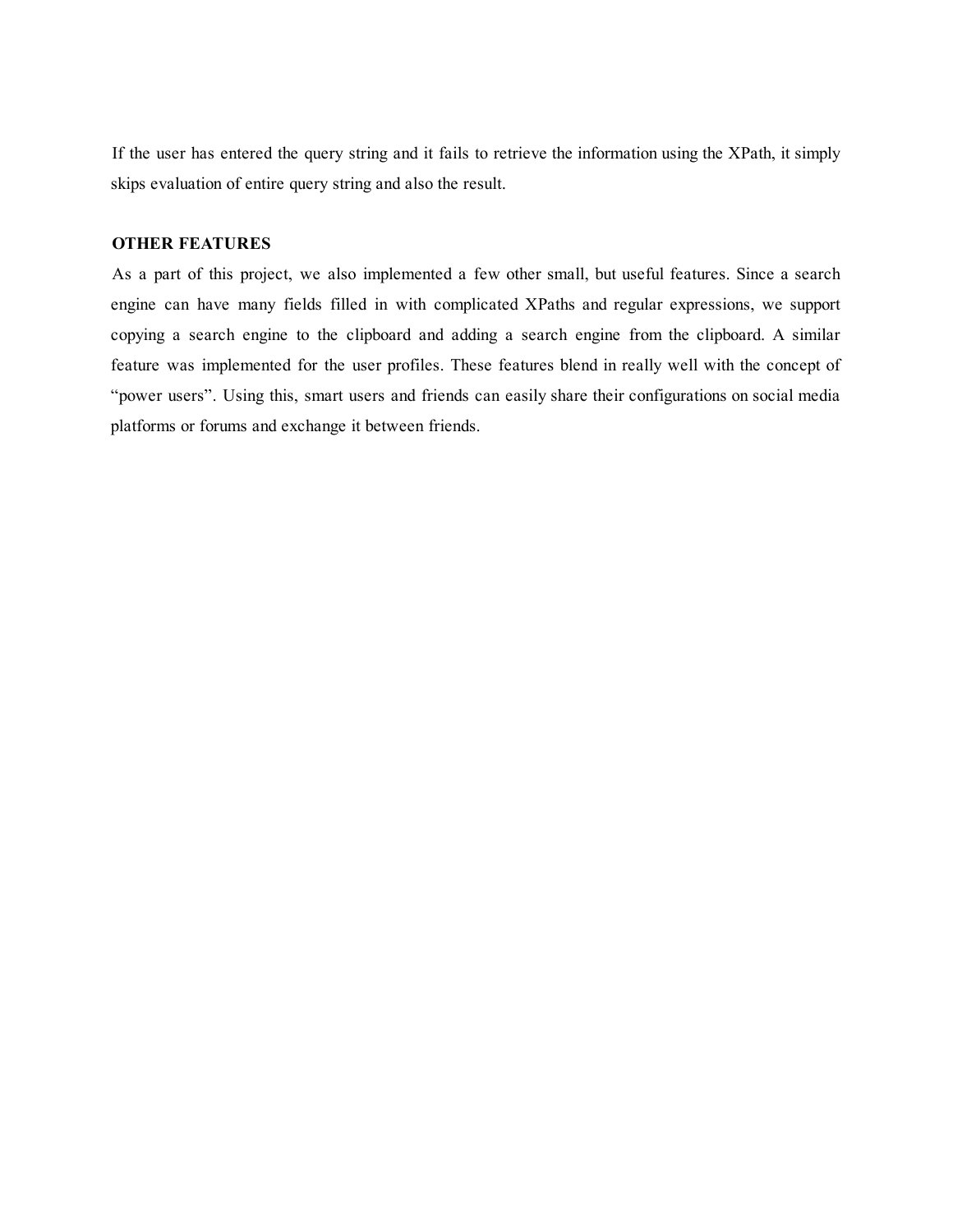If the user has entered the query string and it fails to retrieve the information using the XPath, it simply skips evaluation of entire query string and also the result.

## OTHER FEATURES

As a part of this project, we also implemented a few other small, but useful features. Since a search engine can have many fields filled in with complicated XPaths and regular expressions, we support copying a search engine to the clipboard and adding a search engine from the clipboard. A similar feature was implemented for the user profiles. These features blend in really well with the concept of “power users”. Using this, smart users and friends can easily share their configurations on social media platforms or forums and exchange it between friends.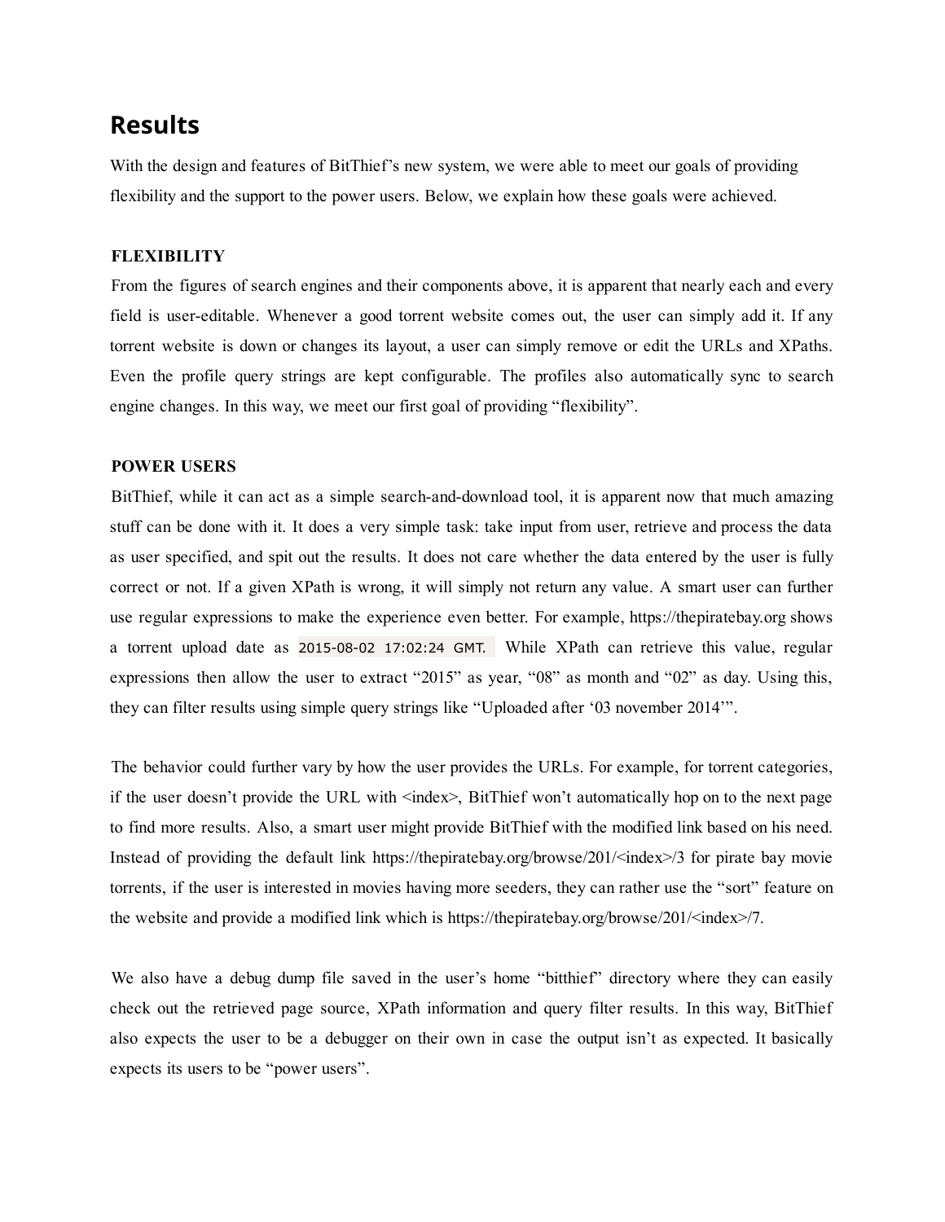## Results

With the design and features of BitThief's new system, we were able to meet our goals of providing flexibility and the support to the power users. Below, we explain how these goals were achieved.

### FLEXIBILITY

From the figures of search engines and their components above, it is apparent that nearly each and every field is user-editable. Whenever a good torrent website comes out, the user can simply add it. If any torrent website is down or changes its layout, a user can simply remove or edit the URLs and XPaths. Even the profile query strings are kept configurable. The profiles also automatically sync to search engine changes. In this way, we meet our first goal of providing "flexibility".

### POWER USERS

BitThief, while it can act as a simple search-and-download tool, it is apparent now that much amazing stuff can be done with it. It does a very simple task: take input from user, retrieve and process the data as user specified, and spit out the results. It does not care whether the data entered by the user is fully correct or not. If a given XPath is wrong, it will simply not return any value. A smart user can further use regular expressions to make the experience even better. For example, https://thepiratebay.org shows a torrent upload date as `2015-08-02 17:02:24 GMT.` While XPath can retrieve this value, regular expressions then allow the user to extract "2015" as year, "08" as month and "02" as day. Using this, they can filter results using simple query strings like "Uploaded after '03 november 2014'".

The behavior could further vary by how the user provides the URLs. For example, for torrent categories, if the user doesn't provide the URL with <index>, BitThief won't automatically hop on to the next page to find more results. Also, a smart user might provide BitThief with the modified link based on his need. Instead of providing the default link https://thepiratebay.org/browse/201/<index>/3 for pirate bay movie torrents, if the user is interested in movies having more seeders, they can rather use the "sort" feature on the website and provide a modified link which is https://thepiratebay.org/browse/201/<index>/7.

We also have a debug dump file saved in the user's home "bitthief" directory where they can easily check out the retrieved page source, XPath information and query filter results. In this way, BitThief also expects the user to be a debugger on their own in case the output isn't as expected. It basically expects its users to be "power users".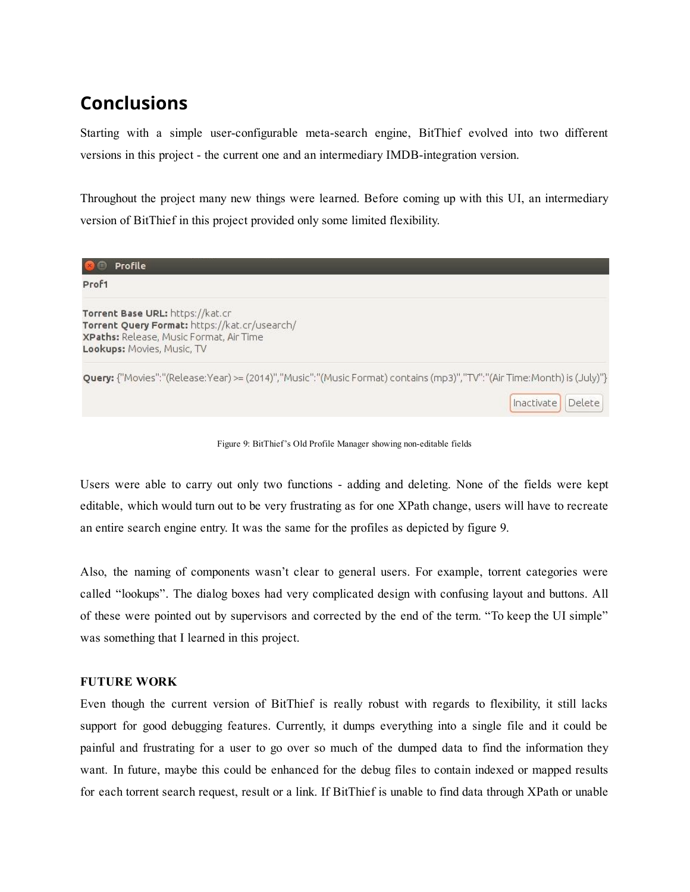## Conclusions

Starting with a simple user-configurable meta-search engine, BitThief evolved into two different versions in this project - the current one and an intermediary IMDB-integration version.

Throughout the project many new things were learned. Before coming up with this UI, an intermediary version of BitThief in this project provided only some limited flexibility.

Figure 9: BitThief's Old Profile Manager showing non-editable fields

Users were able to carry out only two functions - adding and deleting. None of the fields were kept editable, which would turn out to be very frustrating as for one XPath change, users will have to recreate an entire search engine entry. It was the same for the profiles as depicted by figure 9.

Also, the naming of components wasn't clear to general users. For example, torrent categories were called "lookups". The dialog boxes had very complicated design with confusing layout and buttons. All of these were pointed out by supervisors and corrected by the end of the term. "To keep the UI simple" was something that I learned in this project.

### FUTURE WORK

Even though the current version of BitThief is really robust with regards to flexibility, it still lacks support for good debugging features. Currently, it dumps everything into a single file and it could be painful and frustrating for a user to go over so much of the dumped data to find the information they want. In future, maybe this could be enhanced for the debug files to contain indexed or mapped results for each torrent search request, result or a link. If BitThief is unable to find data through XPath or unable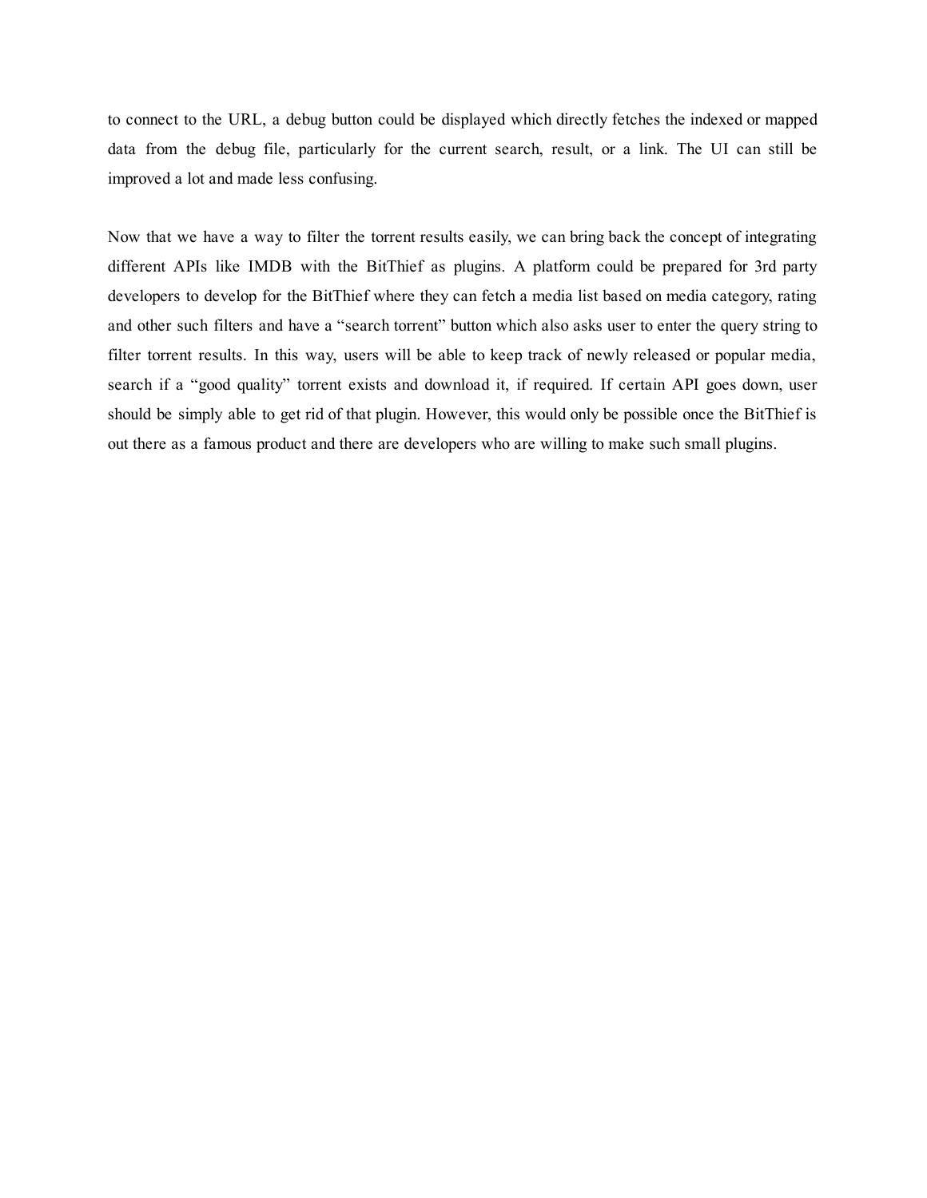to connect to the URL, a debug button could be displayed which directly fetches the indexed or mapped data from the debug file, particularly for the current search, result, or a link. The UI can still be improved a lot and made less confusing.

Now that we have a way to filter the torrent results easily, we can bring back the concept of integrating different APIs like IMDB with the BitThief as plugins. A platform could be prepared for 3rd party developers to develop for the BitThief where they can fetch a media list based on media category, rating and other such filters and have a "search torrent" button which also asks user to enter the query string to filter torrent results. In this way, users will be able to keep track of newly released or popular media, search if a "good quality" torrent exists and download it, if required. If certain API goes down, user should be simply able to get rid of that plugin. However, this would only be possible once the BitThief is out there as a famous product and there are developers who are willing to make such small plugins.